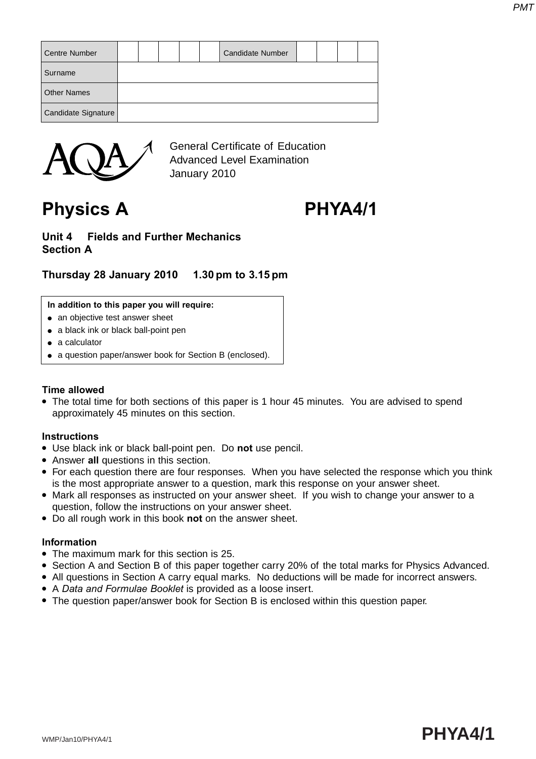| Centre Number | | | | | | Candidate Number | | | | |
|---|---|---|---|---|---|---|---|---|---|---|
| Surname | | | | | | | | | | |
| Other Names | | | | | | | | | | |
| Candidate Signature | | | | | | | | | | |

General Certificate of Education
Advanced Level Examination
January 2010

# Physics A PHYA4/1

**Unit 4 Fields and Further Mechanics**
**Section A**

**Thursday 28 January 2010 1.30 pm to 3.15 pm**

**In addition to this paper you will require:**
- an objective test answer sheet
- a black ink or black ball-point pen
- a calculator
- a question paper/answer book for Section B (enclosed).

**Time allowed**
- The total time for both sections of this paper is 1 hour 45 minutes. You are advised to spend approximately 45 minutes on this section.

**Instructions**
- Use black ink or black ball-point pen. Do **not** use pencil.
- Answer **all** questions in this section.
- For each question there are four responses. When you have selected the response which you think is the most appropriate answer to a question, mark this response on your answer sheet.
- Mark all responses as instructed on your answer sheet. If you wish to change your answer to a question, follow the instructions on your answer sheet.
- Do all rough work in this book **not** on the answer sheet.

**Information**
- The maximum mark for this section is 25.
- Section A and Section B of this paper together carry 20% of the total marks for Physics Advanced.
- All questions in Section A carry equal marks. No deductions will be made for incorrect answers.
- A *Data and Formulae Booklet* is provided as a loose insert.
- The question paper/answer book for Section B is enclosed within this question paper.

WMP/Jan10/PHYA4/1 **PHYA4/1**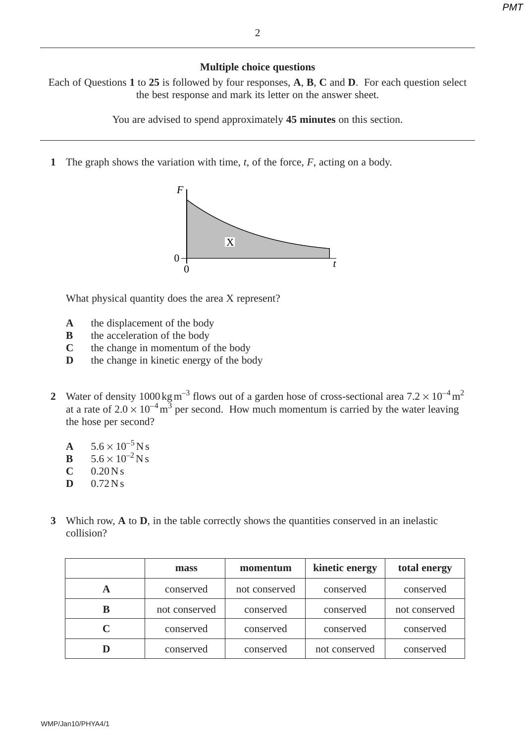## Multiple choice questions

Each of Questions **1** to **25** is followed by four responses, **A**, **B**, **C** and **D**. For each question select the best response and mark its letter on the answer sheet.

You are advised to spend approximately **45 minutes** on this section.

---

**1** The graph shows the variation with time, $t$, of the force, $F$, acting on a body.

What physical quantity does the area X represent?

**A** the displacement of the body
**B** the acceleration of the body
**C** the change in momentum of the body
**D** the change in kinetic energy of the body

**2** Water of density $1000\,\text{kg}\,\text{m}^{-3}$ flows out of a garden hose of cross-sectional area $7.2 \times 10^{-4}\,\text{m}^2$ at a rate of $2.0 \times 10^{-4}\,\text{m}^3$ per second. How much momentum is carried by the water leaving the hose per second?

**A** $5.6 \times 10^{-5}\,\text{N s}$
**B** $5.6 \times 10^{-2}\,\text{N s}$
**C** $0.20\,\text{N s}$
**D** $0.72\,\text{N s}$

**3** Which row, **A** to **D**, in the table correctly shows the quantities conserved in an inelastic collision?

| | mass | momentum | kinetic energy | total energy |
|---|---|---|---|---|
| **A** | conserved | not conserved | conserved | conserved |
| **B** | not conserved | conserved | conserved | not conserved |
| **C** | conserved | conserved | conserved | conserved |
| **D** | conserved | conserved | not conserved | conserved |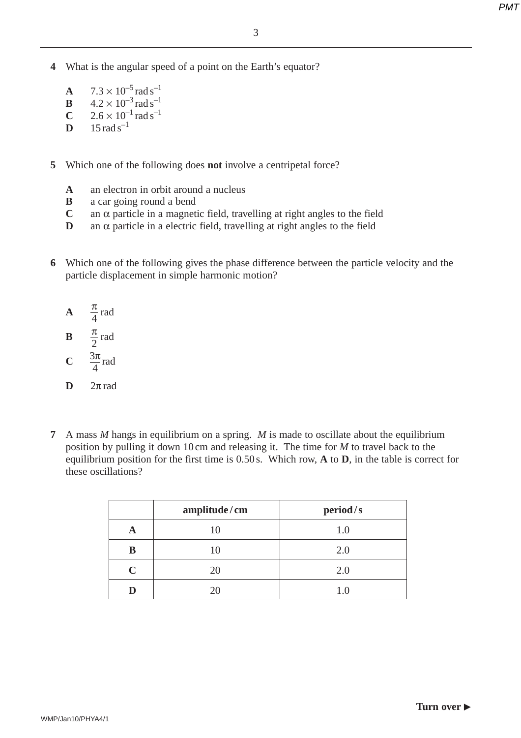**4** What is the angular speed of a point on the Earth's equator?

**A** $7.3 \times 10^{-5}$ rad s$^{-1}$
**B** $4.2 \times 10^{-3}$ rad s$^{-1}$
**C** $2.6 \times 10^{-1}$ rad s$^{-1}$
**D** $15$ rad s$^{-1}$

**5** Which one of the following does **not** involve a centripetal force?

**A** an electron in orbit around a nucleus
**B** a car going round a bend
**C** an $\alpha$ particle in a magnetic field, travelling at right angles to the field
**D** an $\alpha$ particle in a electric field, travelling at right angles to the field

**6** Which one of the following gives the phase difference between the particle velocity and the particle displacement in simple harmonic motion?

**A** $\frac{\pi}{4}$ rad

**B** $\frac{\pi}{2}$ rad

**C** $\frac{3\pi}{4}$ rad

**D** $2\pi$ rad

**7** A mass $M$ hangs in equilibrium on a spring. $M$ is made to oscillate about the equilibrium position by pulling it down 10 cm and releasing it. The time for $M$ to travel back to the equilibrium position for the first time is 0.50 s. Which row, **A** to **D**, in the table is correct for these oscillations?

| | **amplitude / cm** | **period / s** |
|---|---|---|
| **A** | 10 | 1.0 |
| **B** | 10 | 2.0 |
| **C** | 20 | 2.0 |
| **D** | 20 | 1.0 |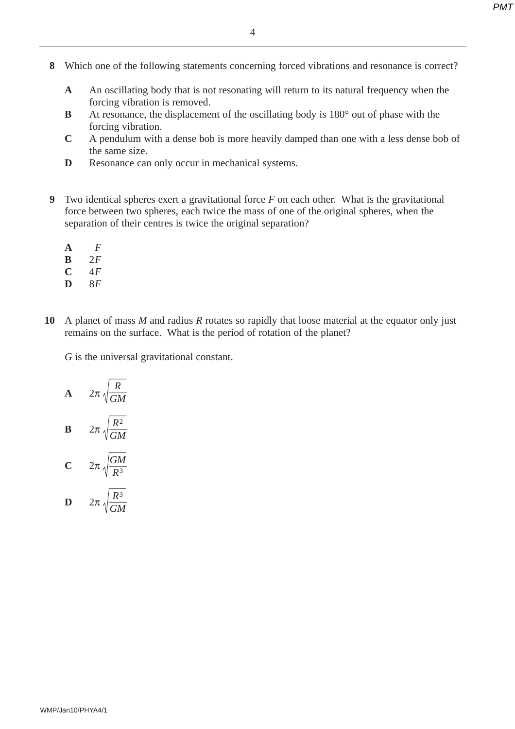**8** Which one of the following statements concerning forced vibrations and resonance is correct?

**A** An oscillating body that is not resonating will return to its natural frequency when the forcing vibration is removed.

**B** At resonance, the displacement of the oscillating body is 180° out of phase with the forcing vibration.

**C** A pendulum with a dense bob is more heavily damped than one with a less dense bob of the same size.

**D** Resonance can only occur in mechanical systems.

**9** Two identical spheres exert a gravitational force $F$ on each other. What is the gravitational force between two spheres, each twice the mass of one of the original spheres, when the separation of their centres is twice the original separation?

**A** $F$

**B** $2F$

**C** $4F$

**D** $8F$

**10** A planet of mass $M$ and radius $R$ rotates so rapidly that loose material at the equator only just remains on the surface. What is the period of rotation of the planet?

$G$ is the universal gravitational constant.

**A** $2\pi\sqrt{\dfrac{R}{GM}}$

**B** $2\pi\sqrt{\dfrac{R^2}{GM}}$

**C** $2\pi\sqrt{\dfrac{GM}{R^3}}$

**D** $2\pi\sqrt{\dfrac{R^3}{GM}}$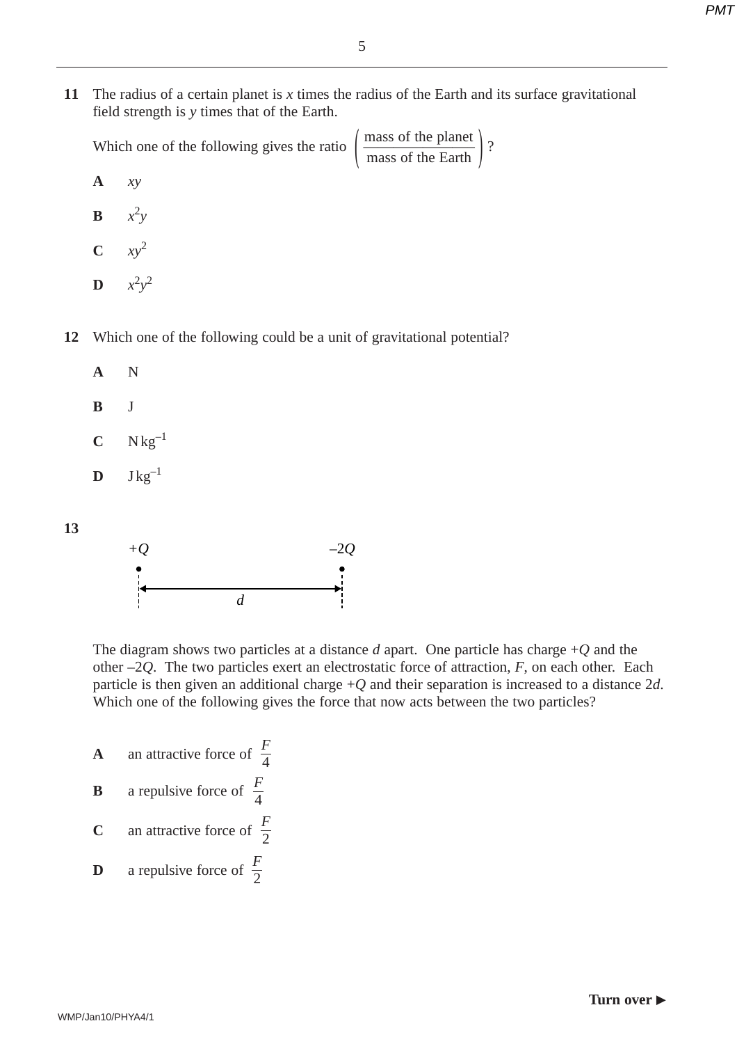**11** The radius of a certain planet is $x$ times the radius of the Earth and its surface gravitational field strength is $y$ times that of the Earth.

Which one of the following gives the ratio $\left(\dfrac{\text{mass of the planet}}{\text{mass of the Earth}}\right)$?

**A** $xy$

**B** $x^2y$

**C** $xy^2$

**D** $x^2y^2$

**12** Which one of the following could be a unit of gravitational potential?

**A** N

**B** J

**C** $\text{N kg}^{-1}$

**D** $\text{J kg}^{-1}$

**13**

$+Q$ ———— $d$ ———— $-2Q$

The diagram shows two particles at a distance $d$ apart. One particle has charge $+Q$ and the other $-2Q$. The two particles exert an electrostatic force of attraction, $F$, on each other. Each particle is then given an additional charge $+Q$ and their separation is increased to a distance $2d$. Which one of the following gives the force that now acts between the two particles?

**A** an attractive force of $\dfrac{F}{4}$

**B** a repulsive force of $\dfrac{F}{4}$

**C** an attractive force of $\dfrac{F}{2}$

**D** a repulsive force of $\dfrac{F}{2}$

**Turn over ►**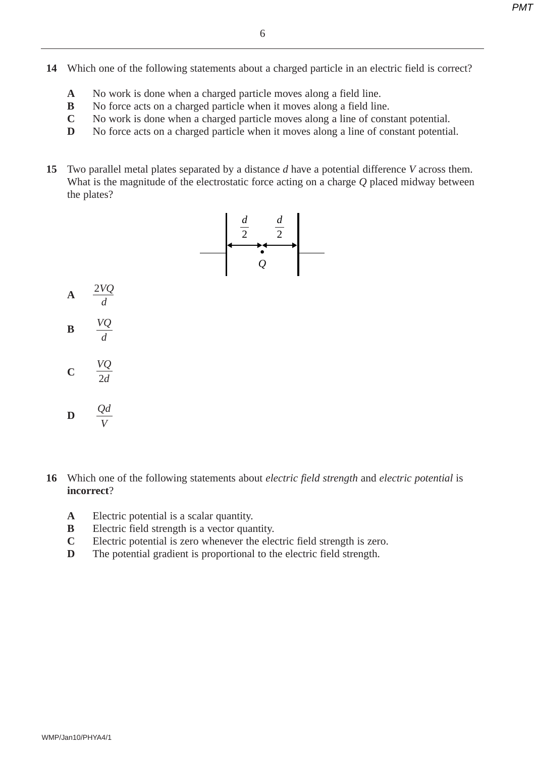**14** Which one of the following statements about a charged particle in an electric field is correct?

**A** No work is done when a charged particle moves along a field line.
**B** No force acts on a charged particle when it moves along a field line.
**C** No work is done when a charged particle moves along a line of constant potential.
**D** No force acts on a charged particle when it moves along a line of constant potential.

**15** Two parallel metal plates separated by a distance $d$ have a potential difference $V$ across them. What is the magnitude of the electrostatic force acting on a charge $Q$ placed midway between the plates?

$\frac{d}{2}$ $\frac{d}{2}$

$Q$

**A** $\frac{2VQ}{d}$

**B** $\frac{VQ}{d}$

**C** $\frac{VQ}{2d}$

**D** $\frac{Qd}{V}$

**16** Which one of the following statements about *electric field strength* and *electric potential* is **incorrect**?

**A** Electric potential is a scalar quantity.
**B** Electric field strength is a vector quantity.
**C** Electric potential is zero whenever the electric field strength is zero.
**D** The potential gradient is proportional to the electric field strength.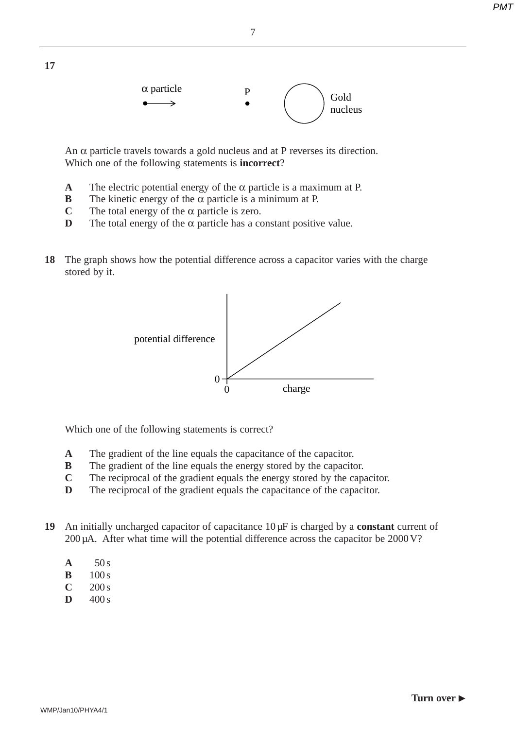**17**

α particle ⟶ P • Gold nucleus

An α particle travels towards a gold nucleus and at P reverses its direction.
Which one of the following statements is **incorrect**?

- **A** The electric potential energy of the α particle is a maximum at P.
- **B** The kinetic energy of the α particle is a minimum at P.
- **C** The total energy of the α particle is zero.
- **D** The total energy of the α particle has a constant positive value.

**18** The graph shows how the potential difference across a capacitor varies with the charge stored by it.

Which one of the following statements is correct?

- **A** The gradient of the line equals the capacitance of the capacitor.
- **B** The gradient of the line equals the energy stored by the capacitor.
- **C** The reciprocal of the gradient equals the energy stored by the capacitor.
- **D** The reciprocal of the gradient equals the capacitance of the capacitor.

**19** An initially uncharged capacitor of capacitance 10 μF is charged by a **constant** current of 200 μA. After what time will the potential difference across the capacitor be 2000 V?

- **A** 50 s
- **B** 100 s
- **C** 200 s
- **D** 400 s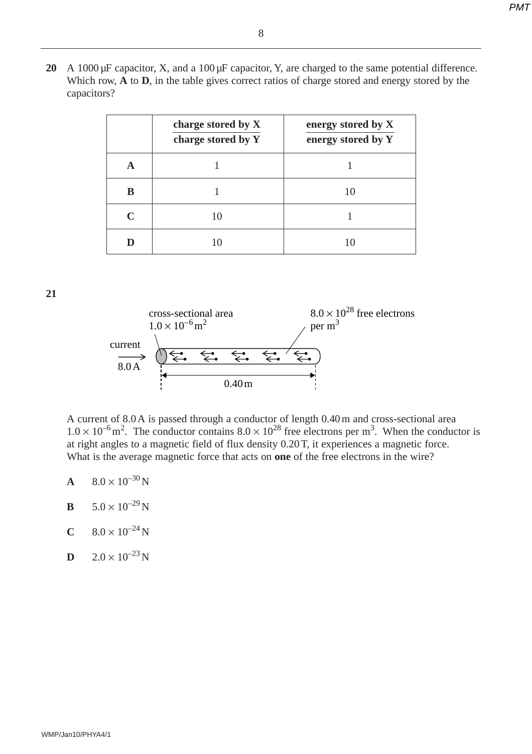**20** A 1000 μF capacitor, X, and a 100 μF capacitor, Y, are charged to the same potential difference. Which row, **A** to **D**, in the table gives correct ratios of charge stored and energy stored by the capacitors?

| | $\frac{\textbf{charge stored by X}}{\textbf{charge stored by Y}}$ | $\frac{\textbf{energy stored by X}}{\textbf{energy stored by Y}}$ |
|---|---|---|
| **A** | 1 | 1 |
| **B** | 1 | 10 |
| **C** | 10 | 1 |
| **D** | 10 | 10 |

**21**

cross-sectional area $1.0 \times 10^{-6}\,\text{m}^2$

$8.0 \times 10^{28}$ free electrons per $\text{m}^3$

current 8.0 A

0.40 m

A current of 8.0 A is passed through a conductor of length 0.40 m and cross-sectional area $1.0 \times 10^{-6}\,\text{m}^2$. The conductor contains $8.0 \times 10^{28}$ free electrons per $\text{m}^3$. When the conductor is at right angles to a magnetic field of flux density 0.20 T, it experiences a magnetic force. What is the average magnetic force that acts on **one** of the free electrons in the wire?

**A** $8.0 \times 10^{-30}\,\text{N}$

**B** $5.0 \times 10^{-29}\,\text{N}$

**C** $8.0 \times 10^{-24}\,\text{N}$

**D** $2.0 \times 10^{-23}\,\text{N}$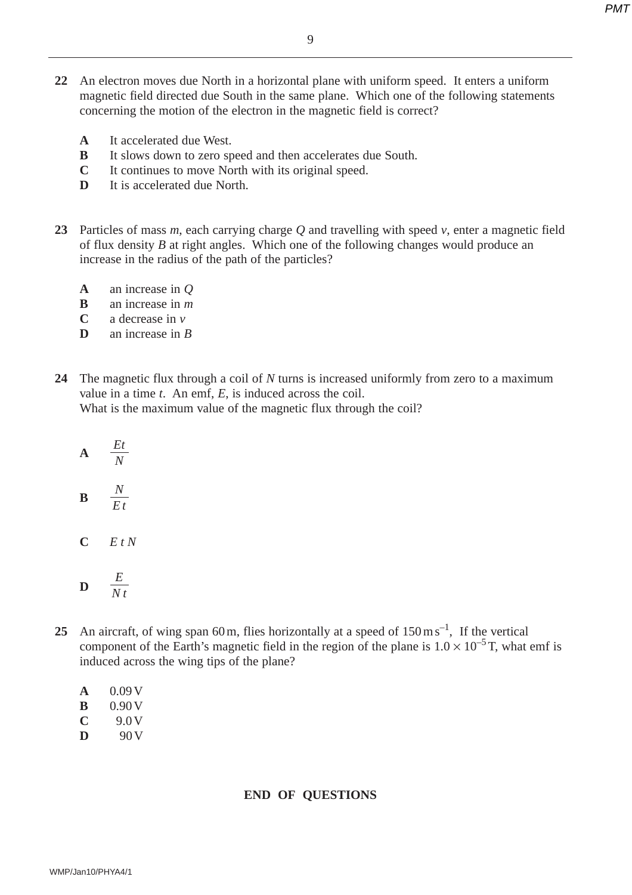**22** An electron moves due North in a horizontal plane with uniform speed. It enters a uniform magnetic field directed due South in the same plane. Which one of the following statements concerning the motion of the electron in the magnetic field is correct?

**A** It accelerated due West.
**B** It slows down to zero speed and then accelerates due South.
**C** It continues to move North with its original speed.
**D** It is accelerated due North.

**23** Particles of mass $m$, each carrying charge $Q$ and travelling with speed $v$, enter a magnetic field of flux density $B$ at right angles. Which one of the following changes would produce an increase in the radius of the path of the particles?

**A** an increase in $Q$
**B** an increase in $m$
**C** a decrease in $v$
**D** an increase in $B$

**24** The magnetic flux through a coil of $N$ turns is increased uniformly from zero to a maximum value in a time $t$. An emf, $E$, is induced across the coil.
What is the maximum value of the magnetic flux through the coil?

**A** $\dfrac{Et}{N}$

**B** $\dfrac{N}{Et}$

**C** $E\,t\,N$

**D** $\dfrac{E}{N\,t}$

**25** An aircraft, of wing span 60 m, flies horizontally at a speed of $150\,\text{m s}^{-1}$, If the vertical component of the Earth's magnetic field in the region of the plane is $1.0 \times 10^{-5}\,\text{T}$, what emf is induced across the wing tips of the plane?

**A** 0.09 V
**B** 0.90 V
**C** 9.0 V
**D** 90 V

**END OF QUESTIONS**

WMP/Jan10/PHYA4/1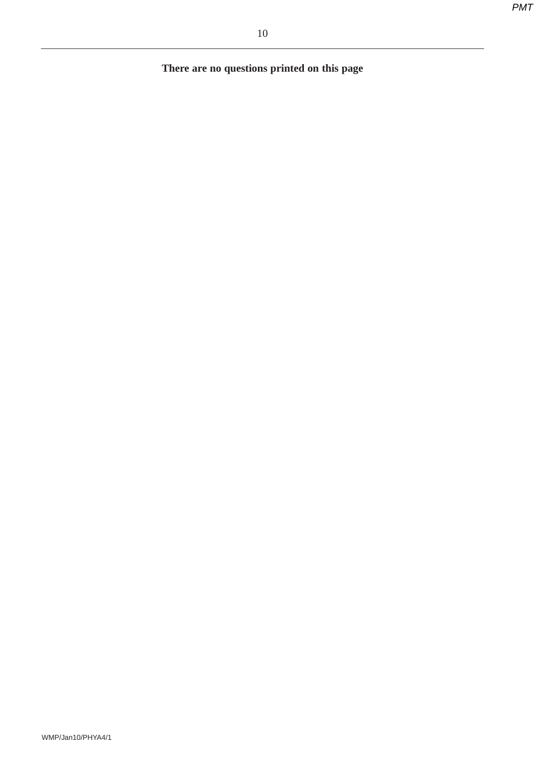**There are no questions printed on this page**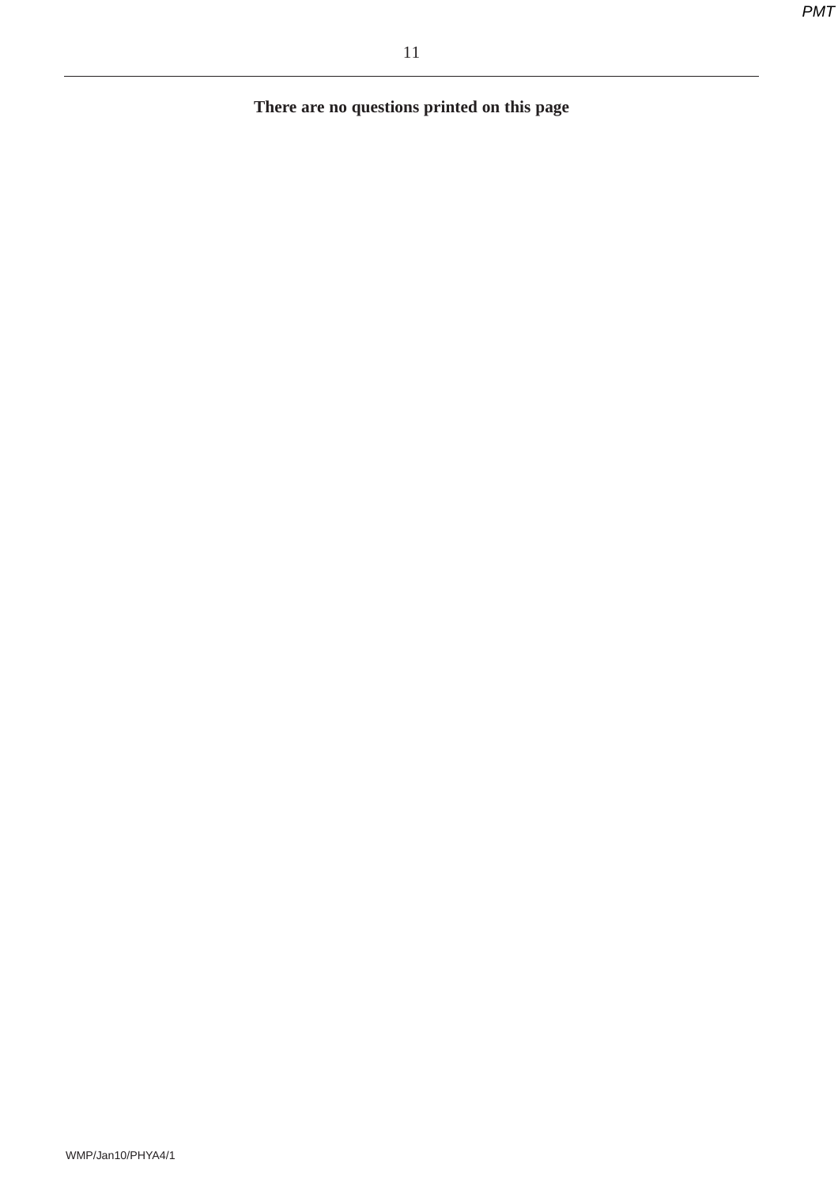**There are no questions printed on this page**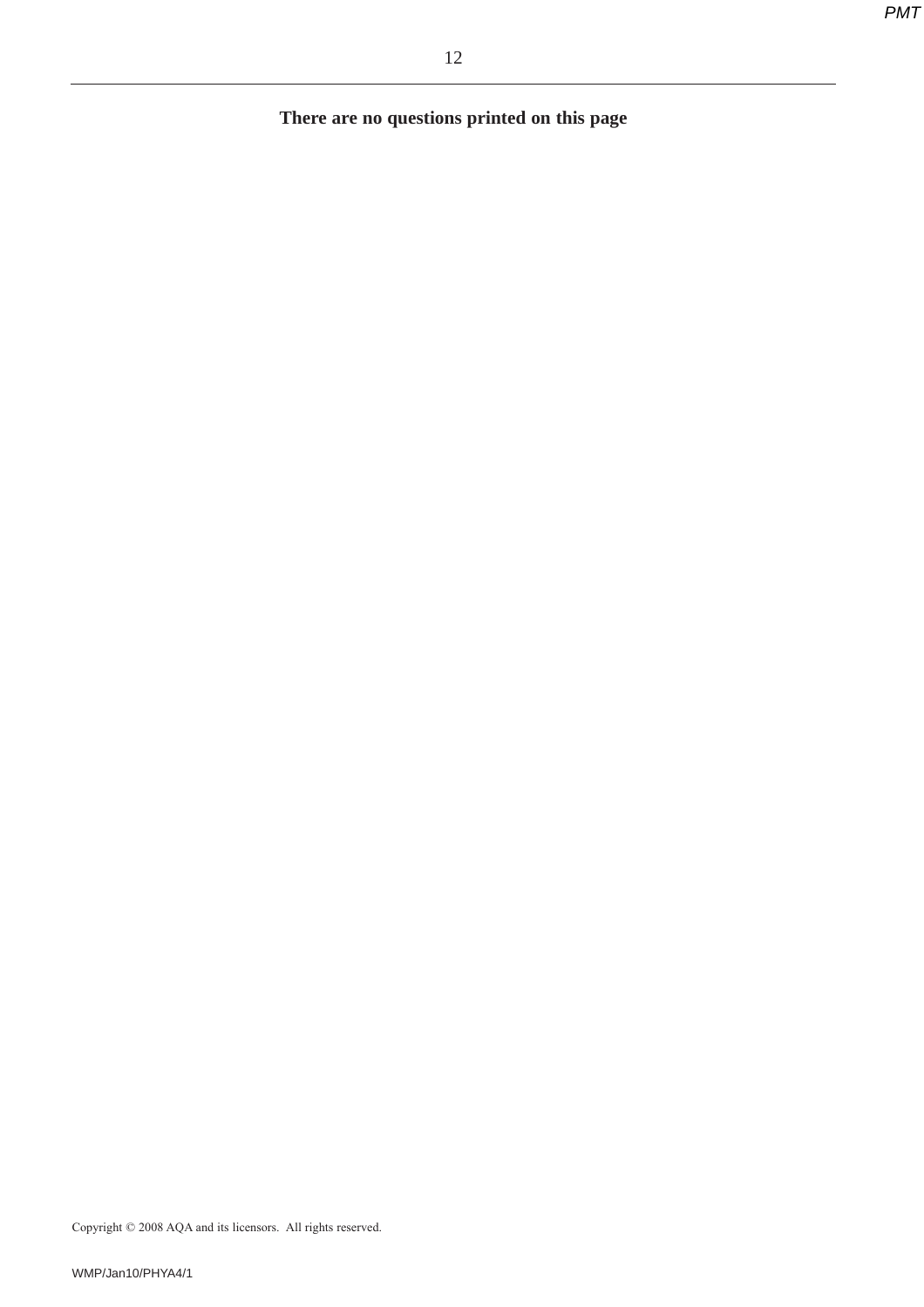**There are no questions printed on this page**

Copyright © 2008 AQA and its licensors. All rights reserved.